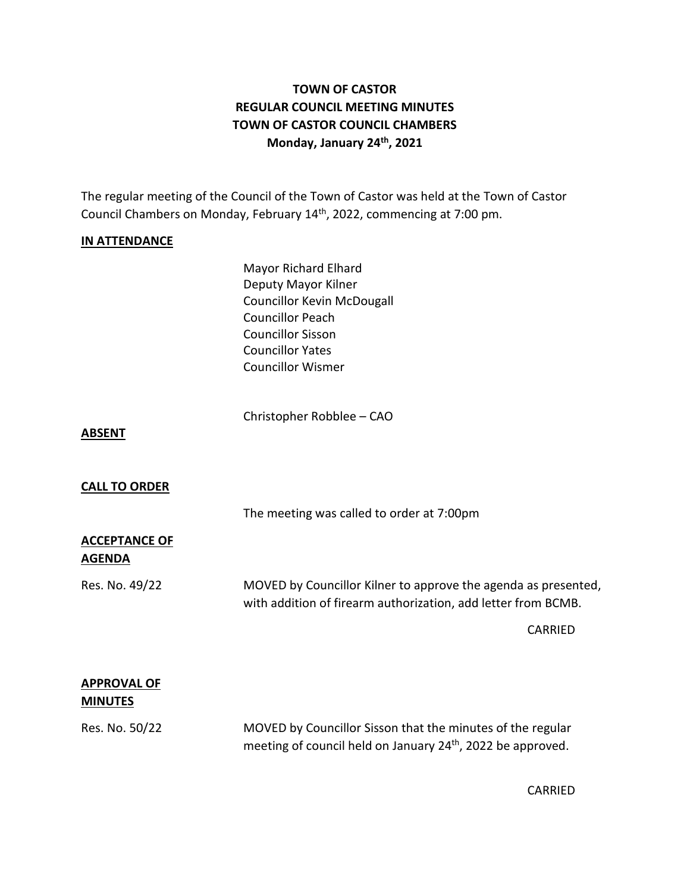# TOWN OF CASTOR
## REGULAR COUNCIL MEETING MINUTES
## TOWN OF CASTOR COUNCIL CHAMBERS
## Monday, January 24th, 2021

The regular meeting of the Council of the Town of Castor was held at the Town of Castor Council Chambers on Monday, February 14th, 2022, commencing at 7:00 pm.

**IN ATTENDANCE**

Mayor Richard Elhard
Deputy Mayor Kilner
Councillor Kevin McDougall
Councillor Peach
Councillor Sisson
Councillor Yates
Councillor Wismer

Christopher Robblee – CAO

**ABSENT**

**CALL TO ORDER**

The meeting was called to order at 7:00pm

**ACCEPTANCE OF AGENDA**

Res. No. 49/22

MOVED by Councillor Kilner to approve the agenda as presented, with addition of firearm authorization, add letter from BCMB.

CARRIED

**APPROVAL OF MINUTES**

Res. No. 50/22

MOVED by Councillor Sisson that the minutes of the regular meeting of council held on January 24th, 2022 be approved.

CARRIED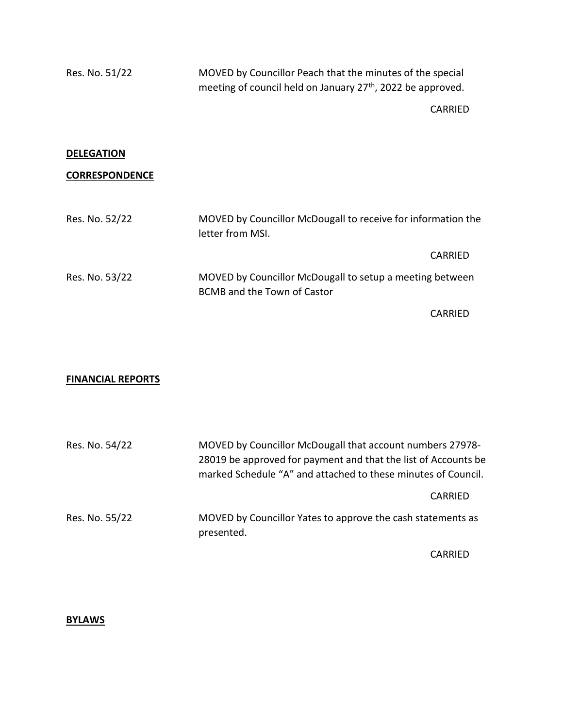Res. No. 51/22 MOVED by Councillor Peach that the minutes of the special meeting of council held on January 27th, 2022 be approved.

CARRIED

**DELEGATION**

**CORRESPONDENCE**

Res. No. 52/22 MOVED by Councillor McDougall to receive for information the letter from MSI.

CARRIED

Res. No. 53/22 MOVED by Councillor McDougall to setup a meeting between BCMB and the Town of Castor

CARRIED

**FINANCIAL REPORTS**

Res. No. 54/22 MOVED by Councillor McDougall that account numbers 27978-28019 be approved for payment and that the list of Accounts be marked Schedule "A" and attached to these minutes of Council.

CARRIED

Res. No. 55/22 MOVED by Councillor Yates to approve the cash statements as presented.

CARRIED

**BYLAWS**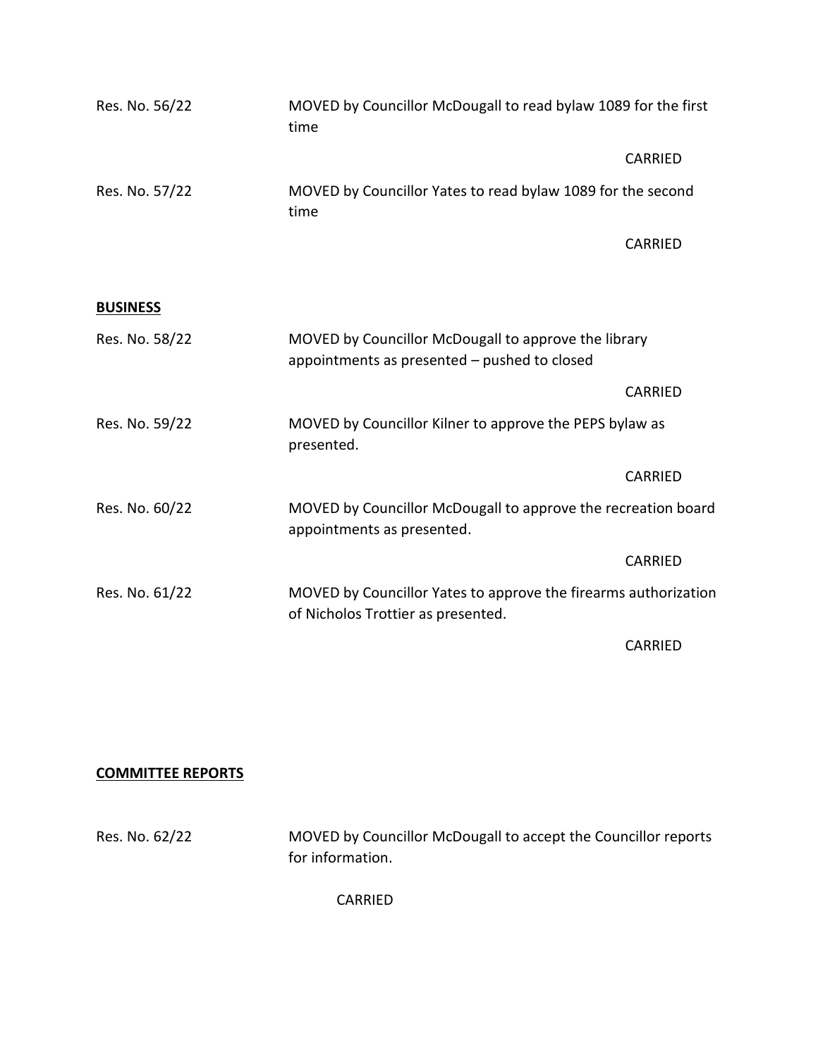Res. No. 56/22 MOVED by Councillor McDougall to read bylaw 1089 for the first time

CARRIED

Res. No. 57/22 MOVED by Councillor Yates to read bylaw 1089 for the second time

CARRIED

**BUSINESS**

Res. No. 58/22 MOVED by Councillor McDougall to approve the library appointments as presented – pushed to closed

CARRIED

Res. No. 59/22 MOVED by Councillor Kilner to approve the PEPS bylaw as presented.

CARRIED

Res. No. 60/22 MOVED by Councillor McDougall to approve the recreation board appointments as presented.

CARRIED

Res. No. 61/22 MOVED by Councillor Yates to approve the firearms authorization of Nicholos Trottier as presented.

CARRIED

**COMMITTEE REPORTS**

Res. No. 62/22 MOVED by Councillor McDougall to accept the Councillor reports for information.

CARRIED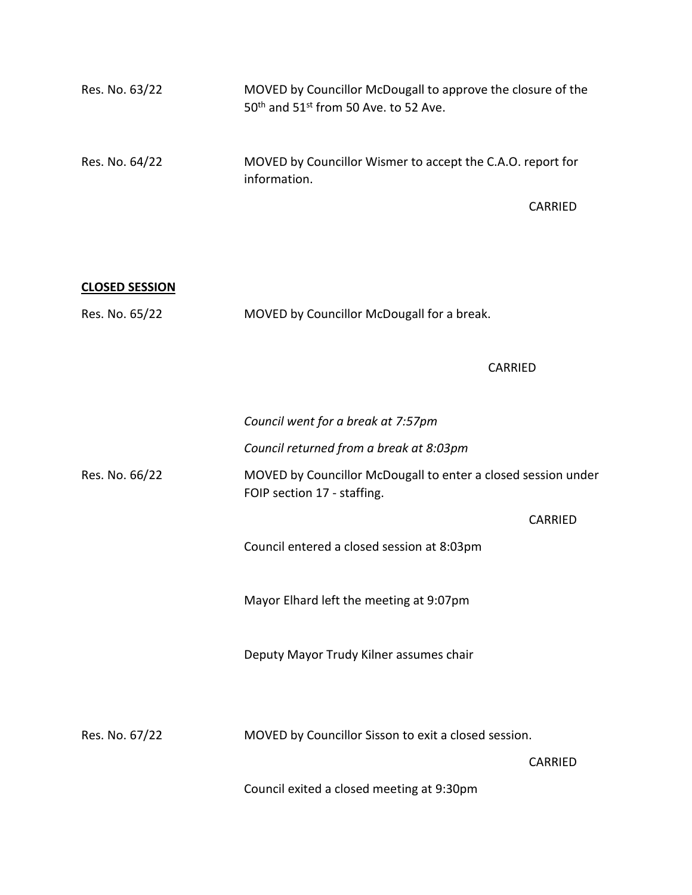Res. No. 63/22 MOVED by Councillor McDougall to approve the closure of the 50th and 51st from 50 Ave. to 52 Ave.

Res. No. 64/22 MOVED by Councillor Wismer to accept the C.A.O. report for information.

CARRIED

**CLOSED SESSION**

Res. No. 65/22 MOVED by Councillor McDougall for a break.

CARRIED

*Council went for a break at 7:57pm*

*Council returned from a break at 8:03pm*

Res. No. 66/22 MOVED by Councillor McDougall to enter a closed session under FOIP section 17 - staffing.

CARRIED

Council entered a closed session at 8:03pm

Mayor Elhard left the meeting at 9:07pm

Deputy Mayor Trudy Kilner assumes chair

Res. No. 67/22 MOVED by Councillor Sisson to exit a closed session.

CARRIED

Council exited a closed meeting at 9:30pm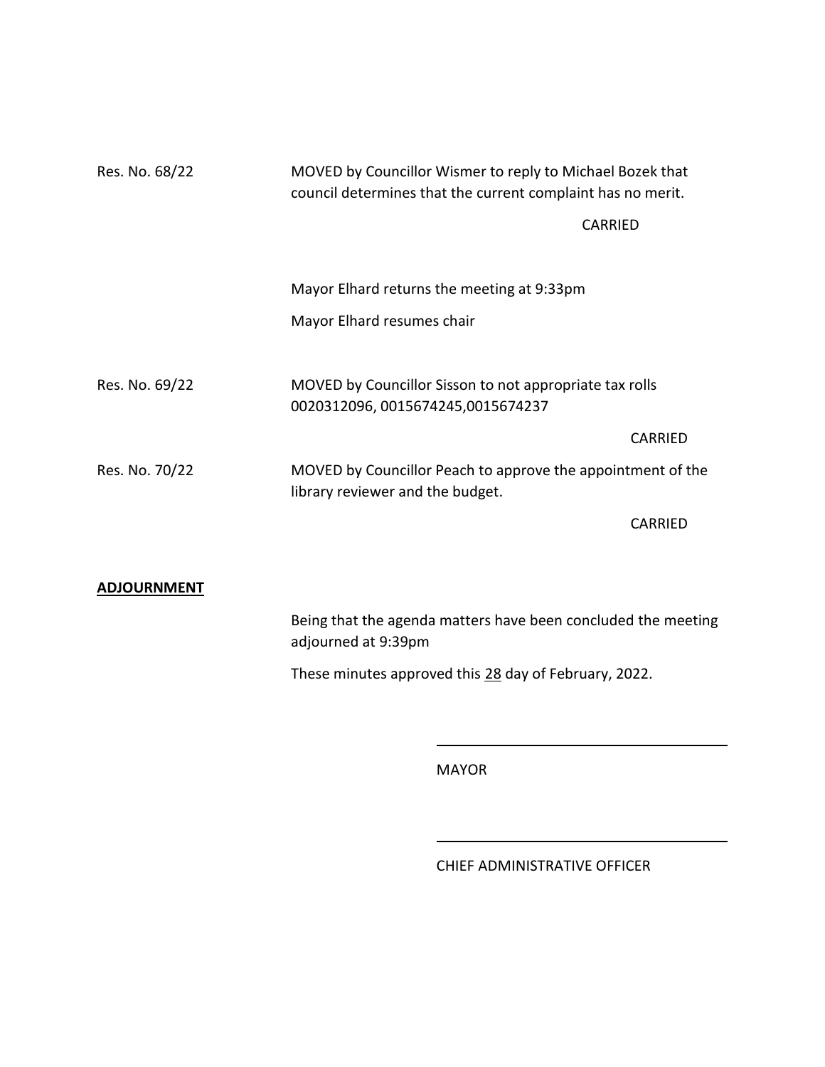Res. No. 68/22 MOVED by Councillor Wismer to reply to Michael Bozek that council determines that the current complaint has no merit.

CARRIED

Mayor Elhard returns the meeting at 9:33pm

Mayor Elhard resumes chair

Res. No. 69/22 MOVED by Councillor Sisson to not appropriate tax rolls 0020312096, 0015674245,0015674237

CARRIED

Res. No. 70/22 MOVED by Councillor Peach to approve the appointment of the library reviewer and the budget.

CARRIED

**ADJOURNMENT**

Being that the agenda matters have been concluded the meeting adjourned at 9:39pm

These minutes approved this 28 day of February, 2022.

MAYOR

CHIEF ADMINISTRATIVE OFFICER